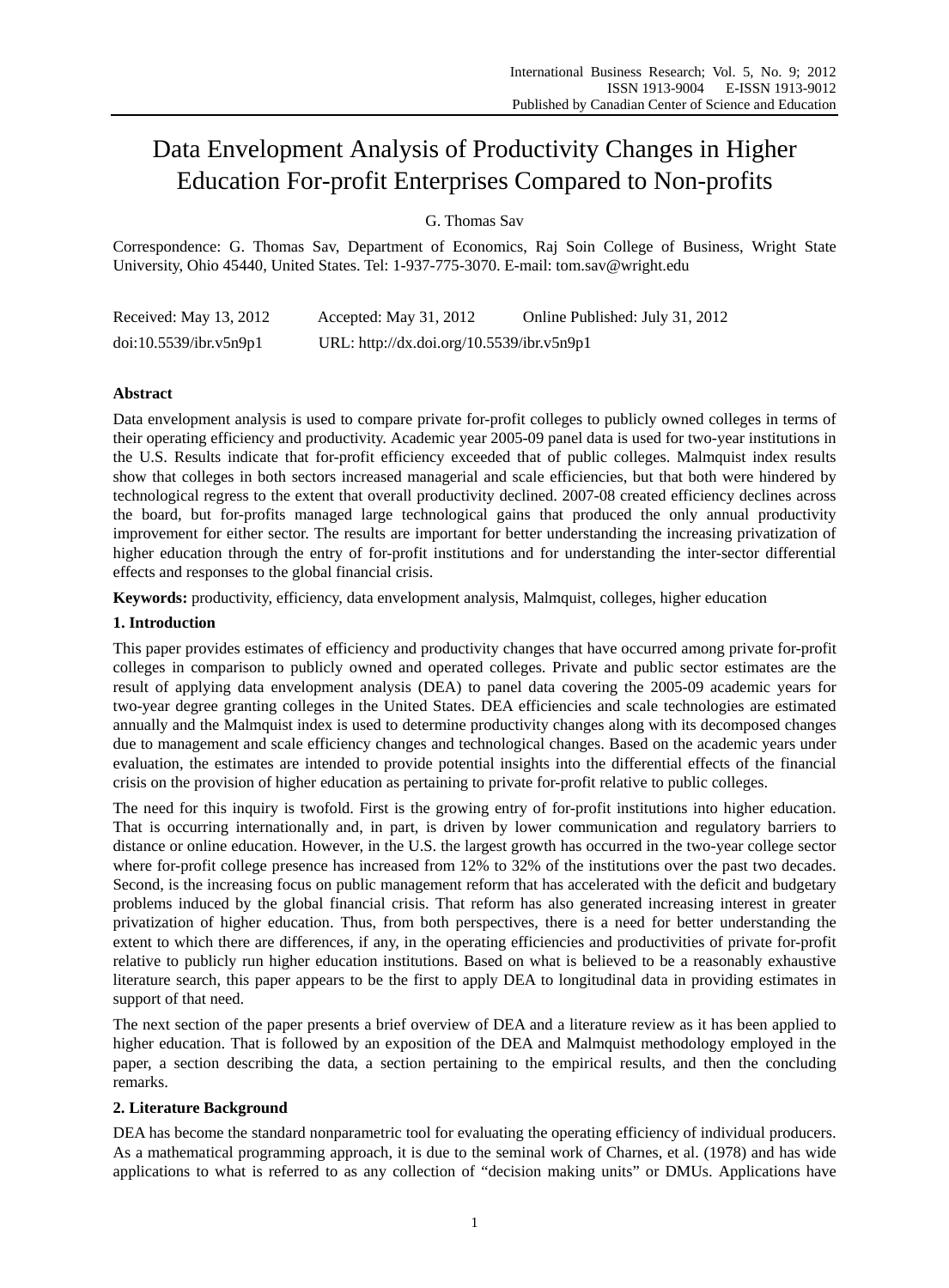# Data Envelopment Analysis of Productivity Changes in Higher Education For-profit Enterprises Compared to Non-profits

G. Thomas Sav

Correspondence: G. Thomas Sav, Department of Economics, Raj Soin College of Business, Wright State University, Ohio 45440, United States. Tel: 1-937-775-3070. E-mail: tom.sav@wright.edu

Received: May 13, 2012 Accepted: May 31, 2012 Online Published: July 31, 2012

doi:10.5539/ibr.v5n9p1 URL: http://dx.doi.org/10.5539/ibr.v5n9p1

**Abstract**

Data envelopment analysis is used to compare private for-profit colleges to publicly owned colleges in terms of their operating efficiency and productivity. Academic year 2005-09 panel data is used for two-year institutions in the U.S. Results indicate that for-profit efficiency exceeded that of public colleges. Malmquist index results show that colleges in both sectors increased managerial and scale efficiencies, but that both were hindered by technological regress to the extent that overall productivity declined. 2007-08 created efficiency declines across the board, but for-profits managed large technological gains that produced the only annual productivity improvement for either sector. The results are important for better understanding the increasing privatization of higher education through the entry of for-profit institutions and for understanding the inter-sector differential effects and responses to the global financial crisis.

**Keywords:** productivity, efficiency, data envelopment analysis, Malmquist, colleges, higher education

## 1. Introduction

This paper provides estimates of efficiency and productivity changes that have occurred among private for-profit colleges in comparison to publicly owned and operated colleges. Private and public sector estimates are the result of applying data envelopment analysis (DEA) to panel data covering the 2005-09 academic years for two-year degree granting colleges in the United States. DEA efficiencies and scale technologies are estimated annually and the Malmquist index is used to determine productivity changes along with its decomposed changes due to management and scale efficiency changes and technological changes. Based on the academic years under evaluation, the estimates are intended to provide potential insights into the differential effects of the financial crisis on the provision of higher education as pertaining to private for-profit relative to public colleges.

The need for this inquiry is twofold. First is the growing entry of for-profit institutions into higher education. That is occurring internationally and, in part, is driven by lower communication and regulatory barriers to distance or online education. However, in the U.S. the largest growth has occurred in the two-year college sector where for-profit college presence has increased from 12% to 32% of the institutions over the past two decades. Second, is the increasing focus on public management reform that has accelerated with the deficit and budgetary problems induced by the global financial crisis. That reform has also generated increasing interest in greater privatization of higher education. Thus, from both perspectives, there is a need for better understanding the extent to which there are differences, if any, in the operating efficiencies and productivities of private for-profit relative to publicly run higher education institutions. Based on what is believed to be a reasonably exhaustive literature search, this paper appears to be the first to apply DEA to longitudinal data in providing estimates in support of that need.

The next section of the paper presents a brief overview of DEA and a literature review as it has been applied to higher education. That is followed by an exposition of the DEA and Malmquist methodology employed in the paper, a section describing the data, a section pertaining to the empirical results, and then the concluding remarks.

## 2. Literature Background

DEA has become the standard nonparametric tool for evaluating the operating efficiency of individual producers. As a mathematical programming approach, it is due to the seminal work of Charnes, et al. (1978) and has wide applications to what is referred to as any collection of "decision making units" or DMUs. Applications have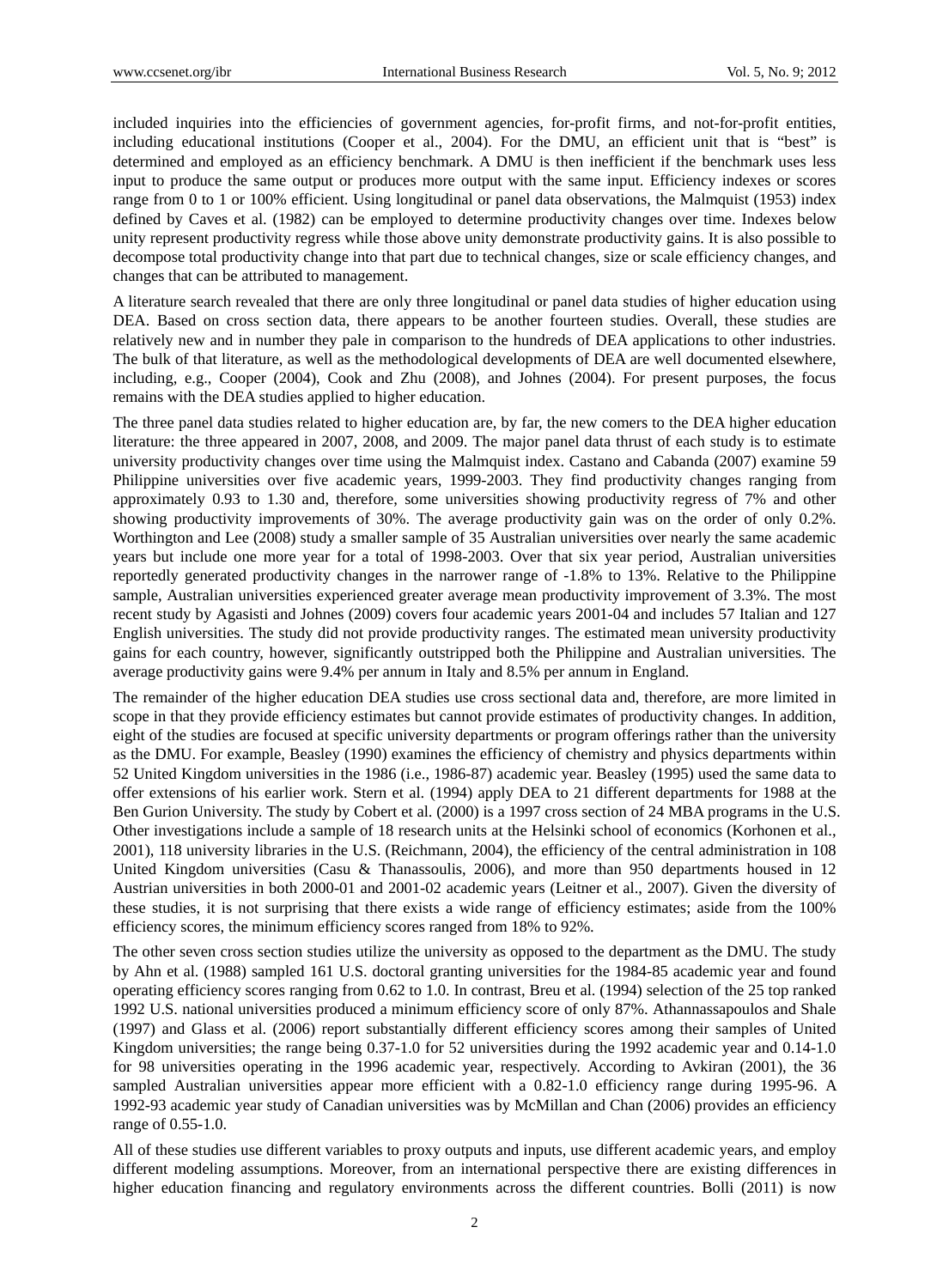included inquiries into the efficiencies of government agencies, for-profit firms, and not-for-profit entities, including educational institutions (Cooper et al., 2004). For the DMU, an efficient unit that is "best" is determined and employed as an efficiency benchmark. A DMU is then inefficient if the benchmark uses less input to produce the same output or produces more output with the same input. Efficiency indexes or scores range from 0 to 1 or 100% efficient. Using longitudinal or panel data observations, the Malmquist (1953) index defined by Caves et al. (1982) can be employed to determine productivity changes over time. Indexes below unity represent productivity regress while those above unity demonstrate productivity gains. It is also possible to decompose total productivity change into that part due to technical changes, size or scale efficiency changes, and changes that can be attributed to management.

A literature search revealed that there are only three longitudinal or panel data studies of higher education using DEA. Based on cross section data, there appears to be another fourteen studies. Overall, these studies are relatively new and in number they pale in comparison to the hundreds of DEA applications to other industries. The bulk of that literature, as well as the methodological developments of DEA are well documented elsewhere, including, e.g., Cooper (2004), Cook and Zhu (2008), and Johnes (2004). For present purposes, the focus remains with the DEA studies applied to higher education.

The three panel data studies related to higher education are, by far, the new comers to the DEA higher education literature: the three appeared in 2007, 2008, and 2009. The major panel data thrust of each study is to estimate university productivity changes over time using the Malmquist index. Castano and Cabanda (2007) examine 59 Philippine universities over five academic years, 1999-2003. They find productivity changes ranging from approximately 0.93 to 1.30 and, therefore, some universities showing productivity regress of 7% and other showing productivity improvements of 30%. The average productivity gain was on the order of only 0.2%. Worthington and Lee (2008) study a smaller sample of 35 Australian universities over nearly the same academic years but include one more year for a total of 1998-2003. Over that six year period, Australian universities reportedly generated productivity changes in the narrower range of -1.8% to 13%. Relative to the Philippine sample, Australian universities experienced greater average mean productivity improvement of 3.3%. The most recent study by Agasisti and Johnes (2009) covers four academic years 2001-04 and includes 57 Italian and 127 English universities. The study did not provide productivity ranges. The estimated mean university productivity gains for each country, however, significantly outstripped both the Philippine and Australian universities. The average productivity gains were 9.4% per annum in Italy and 8.5% per annum in England.

The remainder of the higher education DEA studies use cross sectional data and, therefore, are more limited in scope in that they provide efficiency estimates but cannot provide estimates of productivity changes. In addition, eight of the studies are focused at specific university departments or program offerings rather than the university as the DMU. For example, Beasley (1990) examines the efficiency of chemistry and physics departments within 52 United Kingdom universities in the 1986 (i.e., 1986-87) academic year. Beasley (1995) used the same data to offer extensions of his earlier work. Stern et al. (1994) apply DEA to 21 different departments for 1988 at the Ben Gurion University. The study by Cobert et al. (2000) is a 1997 cross section of 24 MBA programs in the U.S. Other investigations include a sample of 18 research units at the Helsinki school of economics (Korhonen et al., 2001), 118 university libraries in the U.S. (Reichmann, 2004), the efficiency of the central administration in 108 United Kingdom universities (Casu & Thanassoulis, 2006), and more than 950 departments housed in 12 Austrian universities in both 2000-01 and 2001-02 academic years (Leitner et al., 2007). Given the diversity of these studies, it is not surprising that there exists a wide range of efficiency estimates; aside from the 100% efficiency scores, the minimum efficiency scores ranged from 18% to 92%.

The other seven cross section studies utilize the university as opposed to the department as the DMU. The study by Ahn et al. (1988) sampled 161 U.S. doctoral granting universities for the 1984-85 academic year and found operating efficiency scores ranging from 0.62 to 1.0. In contrast, Breu et al. (1994) selection of the 25 top ranked 1992 U.S. national universities produced a minimum efficiency score of only 87%. Athannassapoulos and Shale (1997) and Glass et al. (2006) report substantially different efficiency scores among their samples of United Kingdom universities; the range being 0.37-1.0 for 52 universities during the 1992 academic year and 0.14-1.0 for 98 universities operating in the 1996 academic year, respectively. According to Avkiran (2001), the 36 sampled Australian universities appear more efficient with a 0.82-1.0 efficiency range during 1995-96. A 1992-93 academic year study of Canadian universities was by McMillan and Chan (2006) provides an efficiency range of 0.55-1.0.

All of these studies use different variables to proxy outputs and inputs, use different academic years, and employ different modeling assumptions. Moreover, from an international perspective there are existing differences in higher education financing and regulatory environments across the different countries. Bolli (2011) is now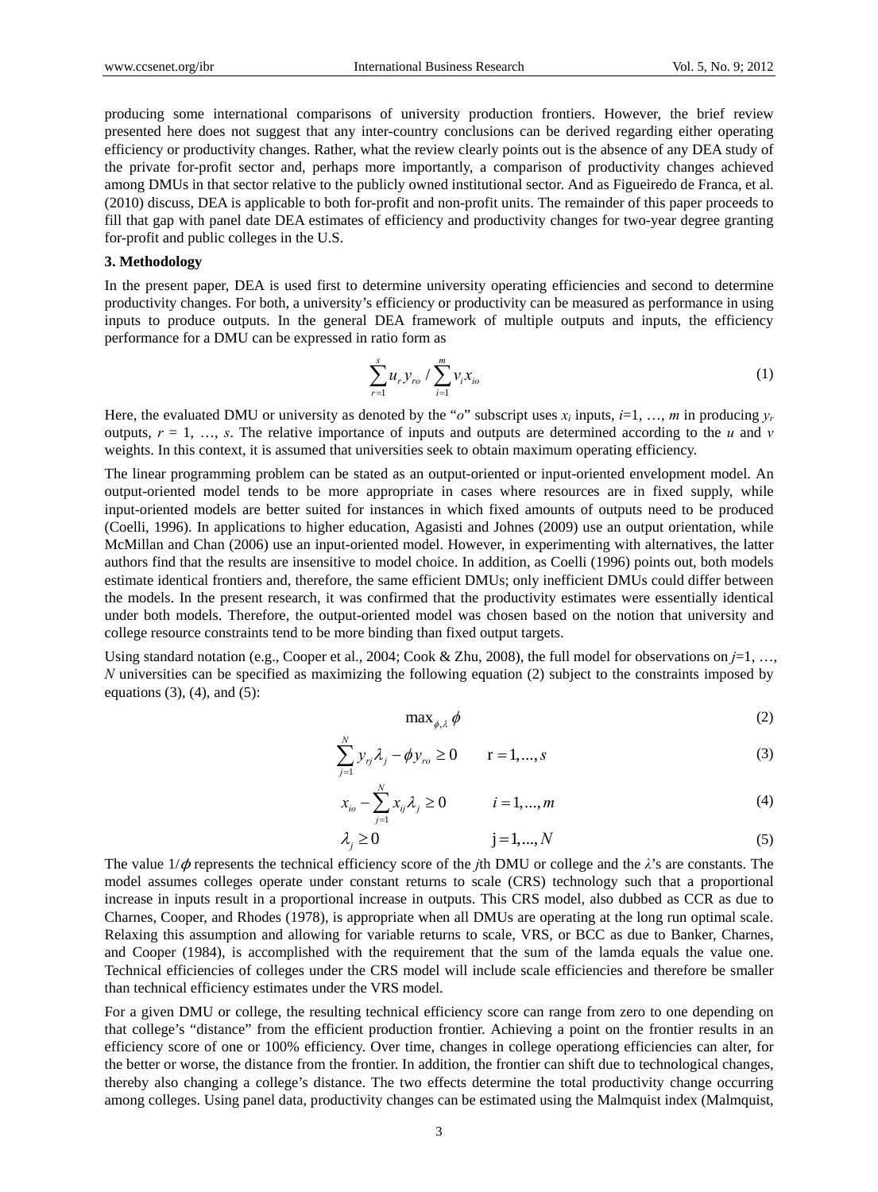producing some international comparisons of university production frontiers. However, the brief review presented here does not suggest that any inter-country conclusions can be derived regarding either operating efficiency or productivity changes. Rather, what the review clearly points out is the absence of any DEA study of the private for-profit sector and, perhaps more importantly, a comparison of productivity changes achieved among DMUs in that sector relative to the publicly owned institutional sector. And as Figueiredo de Franca, et al. (2010) discuss, DEA is applicable to both for-profit and non-profit units. The remainder of this paper proceeds to fill that gap with panel date DEA estimates of efficiency and productivity changes for two-year degree granting for-profit and public colleges in the U.S.

## 3. Methodology

In the present paper, DEA is used first to determine university operating efficiencies and second to determine productivity changes. For both, a university's efficiency or productivity can be measured as performance in using inputs to produce outputs. In the general DEA framework of multiple outputs and inputs, the efficiency performance for a DMU can be expressed in ratio form as

$$\sum_{r=1}^{s} u_r y_{ro} \Big/ \sum_{i=1}^{m} v_i x_{io} \tag{1}$$

Here, the evaluated DMU or university as denoted by the "*o*" subscript uses $x_i$ inputs, $i$=1, …, $m$ in producing $y_r$ outputs, $r$ = 1, …, $s$. The relative importance of inputs and outputs are determined according to the $u$ and $v$ weights. In this context, it is assumed that universities seek to obtain maximum operating efficiency.

The linear programming problem can be stated as an output-oriented or input-oriented envelopment model. An output-oriented model tends to be more appropriate in cases where resources are in fixed supply, while input-oriented models are better suited for instances in which fixed amounts of outputs need to be produced (Coelli, 1996). In applications to higher education, Agasisti and Johnes (2009) use an output orientation, while McMillan and Chan (2006) use an input-oriented model. However, in experimenting with alternatives, the latter authors find that the results are insensitive to model choice. In addition, as Coelli (1996) points out, both models estimate identical frontiers and, therefore, the same efficient DMUs; only inefficient DMUs could differ between the models. In the present research, it was confirmed that the productivity estimates were essentially identical under both models. Therefore, the output-oriented model was chosen based on the notion that university and college resource constraints tend to be more binding than fixed output targets.

Using standard notation (e.g., Cooper et al., 2004; Cook & Zhu, 2008), the full model for observations on $j$=1, …, $N$ universities can be specified as maximizing the following equation (2) subject to the constraints imposed by equations (3), (4), and (5):

$$\max_{\phi,\lambda} \phi \tag{2}$$

$$\sum_{j=1}^{N} y_{rj}\lambda_j - \phi y_{ro} \geq 0 \qquad r = 1,...,s \tag{3}$$

$$x_{io} - \sum_{j=1}^{N} x_{ij}\lambda_j \geq 0 \qquad i = 1,...,m \tag{4}$$

$$\lambda_j \geq 0 \qquad j = 1,...,N \tag{5}$$

The value $1/\phi$ represents the technical efficiency score of the $j$th DMU or college and the $\lambda$'s are constants. The model assumes colleges operate under constant returns to scale (CRS) technology such that a proportional increase in inputs result in a proportional increase in outputs. This CRS model, also dubbed as CCR as due to Charnes, Cooper, and Rhodes (1978), is appropriate when all DMUs are operating at the long run optimal scale. Relaxing this assumption and allowing for variable returns to scale, VRS, or BCC as due to Banker, Charnes, and Cooper (1984), is accomplished with the requirement that the sum of the lamda equals the value one. Technical efficiencies of colleges under the CRS model will include scale efficiencies and therefore be smaller than technical efficiency estimates under the VRS model.

For a given DMU or college, the resulting technical efficiency score can range from zero to one depending on that college's "distance" from the efficient production frontier. Achieving a point on the frontier results in an efficiency score of one or 100% efficiency. Over time, changes in college operationg efficiencies can alter, for the better or worse, the distance from the frontier. In addition, the frontier can shift due to technological changes, thereby also changing a college's distance. The two effects determine the total productivity change occurring among colleges. Using panel data, productivity changes can be estimated using the Malmquist index (Malmquist,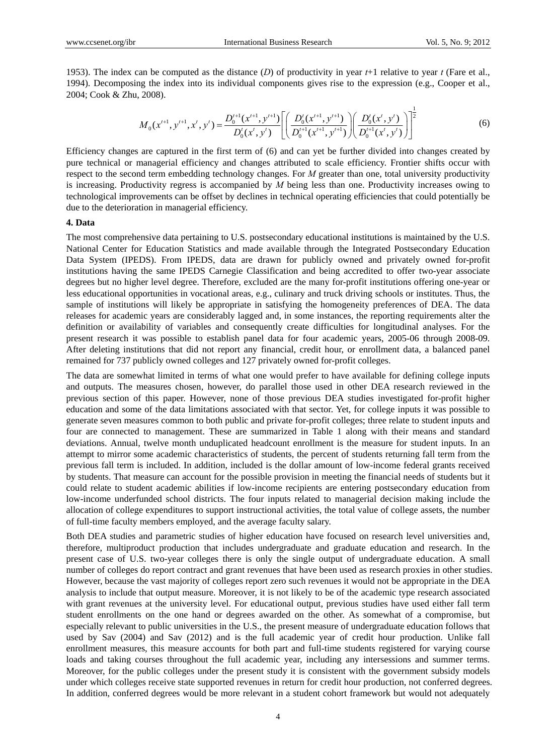1953). The index can be computed as the distance ($D$) of productivity in year $t$+1 relative to year $t$ (Fare et al., 1994). Decomposing the index into its individual components gives rise to the expression (e.g., Cooper et al., 2004; Cook & Zhu, 2008).

$$M_0(x^{t+1}, y^{t+1}, x^t, y^t) = \frac{D_0^{t+1}(x^{t+1}, y^{t+1})}{D_0^t(x^t, y^t)} \left[ \left( \frac{D_0^t(x^{t+1}, y^{t+1})}{D_0^{t+1}(x^{t+1}, y^{t+1})} \right) \left( \frac{D_0^t(x^t, y^t)}{D_0^{t+1}(x^t, y^t)} \right) \right]^{\frac{1}{2}} \tag{6}$$

Efficiency changes are captured in the first term of (6) and can yet be further divided into changes created by pure technical or managerial efficiency and changes attributed to scale efficiency. Frontier shifts occur with respect to the second term embedding technology changes. For $M$ greater than one, total university productivity is increasing. Productivity regress is accompanied by $M$ being less than one. Productivity increases owing to technological improvements can be offset by declines in technical operating efficiencies that could potentially be due to the deterioration in managerial efficiency.

#### 4. Data

The most comprehensive data pertaining to U.S. postsecondary educational institutions is maintained by the U.S. National Center for Education Statistics and made available through the Integrated Postsecondary Education Data System (IPEDS). From IPEDS, data are drawn for publicly owned and privately owned for-profit institutions having the same IPEDS Carnegie Classification and being accredited to offer two-year associate degrees but no higher level degree. Therefore, excluded are the many for-profit institutions offering one-year or less educational opportunities in vocational areas, e.g., culinary and truck driving schools or institutes. Thus, the sample of institutions will likely be appropriate in satisfying the homogeneity preferences of DEA. The data releases for academic years are considerably lagged and, in some instances, the reporting requirements alter the definition or availability of variables and consequently create difficulties for longitudinal analyses. For the present research it was possible to establish panel data for four academic years, 2005-06 through 2008-09. After deleting institutions that did not report any financial, credit hour, or enrollment data, a balanced panel remained for 737 publicly owned colleges and 127 privately owned for-profit colleges.

The data are somewhat limited in terms of what one would prefer to have available for defining college inputs and outputs. The measures chosen, however, do parallel those used in other DEA research reviewed in the previous section of this paper. However, none of those previous DEA studies investigated for-profit higher education and some of the data limitations associated with that sector. Yet, for college inputs it was possible to generate seven measures common to both public and private for-profit colleges; three relate to student inputs and four are connected to management. These are summarized in Table 1 along with their means and standard deviations. Annual, twelve month unduplicated headcount enrollment is the measure for student inputs. In an attempt to mirror some academic characteristics of students, the percent of students returning fall term from the previous fall term is included. In addition, included is the dollar amount of low-income federal grants received by students. That measure can account for the possible provision in meeting the financial needs of students but it could relate to student academic abilities if low-income recipients are entering postsecondary education from low-income underfunded school districts. The four inputs related to managerial decision making include the allocation of college expenditures to support instructional activities, the total value of college assets, the number of full-time faculty members employed, and the average faculty salary.

Both DEA studies and parametric studies of higher education have focused on research level universities and, therefore, multiproduct production that includes undergraduate and graduate education and research. In the present case of U.S. two-year colleges there is only the single output of undergraduate education. A small number of colleges do report contract and grant revenues that have been used as research proxies in other studies. However, because the vast majority of colleges report zero such revenues it would not be appropriate in the DEA analysis to include that output measure. Moreover, it is not likely to be of the academic type research associated with grant revenues at the university level. For educational output, previous studies have used either fall term student enrollments on the one hand or degrees awarded on the other. As somewhat of a compromise, but especially relevant to public universities in the U.S., the present measure of undergraduate education follows that used by Sav (2004) and Sav (2012) and is the full academic year of credit hour production. Unlike fall enrollment measures, this measure accounts for both part and full-time students registered for varying course loads and taking courses throughout the full academic year, including any intersessions and summer terms. Moreover, for the public colleges under the present study it is consistent with the government subsidy models under which colleges receive state supported revenues in return for credit hour production, not conferred degrees. In addition, conferred degrees would be more relevant in a student cohort framework but would not adequately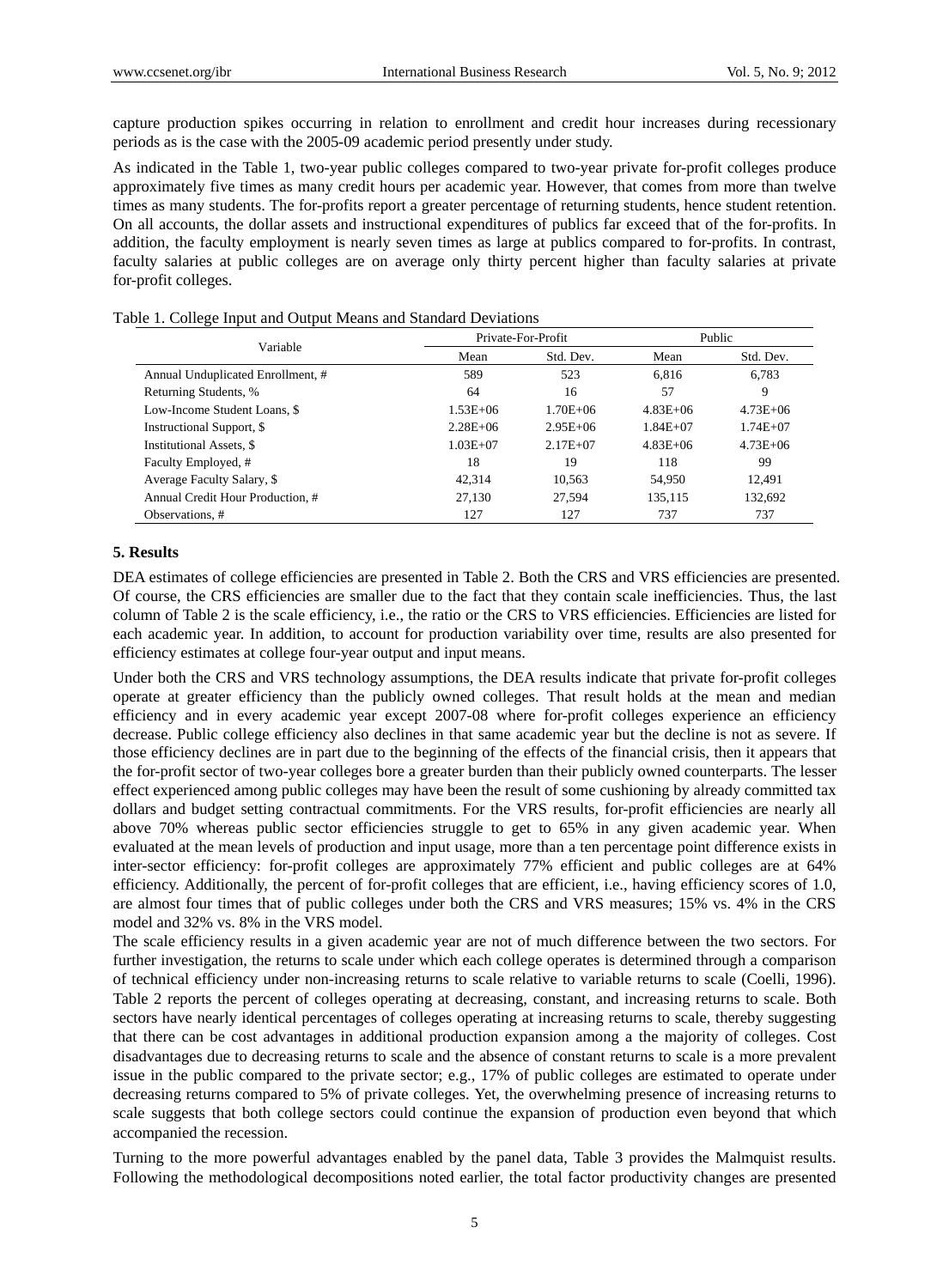capture production spikes occurring in relation to enrollment and credit hour increases during recessionary periods as is the case with the 2005-09 academic period presently under study.

As indicated in the Table 1, two-year public colleges compared to two-year private for-profit colleges produce approximately five times as many credit hours per academic year. However, that comes from more than twelve times as many students. The for-profits report a greater percentage of returning students, hence student retention. On all accounts, the dollar assets and instructional expenditures of publics far exceed that of the for-profits. In addition, the faculty employment is nearly seven times as large at publics compared to for-profits. In contrast, faculty salaries at public colleges are on average only thirty percent higher than faculty salaries at private for-profit colleges.

Table 1. College Input and Output Means and Standard Deviations

| Variable | Private-For-Profit | | Public | |
|---|---|---|---|---|
| | Mean | Std. Dev. | Mean | Std. Dev. |
| Annual Unduplicated Enrollment, # | 589 | 523 | 6,816 | 6,783 |
| Returning Students, % | 64 | 16 | 57 | 9 |
| Low-Income Student Loans, $ | 1.53E+06 | 1.70E+06 | 4.83E+06 | 4.73E+06 |
| Instructional Support, $ | 2.28E+06 | 2.95E+06 | 1.84E+07 | 1.74E+07 |
| Institutional Assets, $ | 1.03E+07 | 2.17E+07 | 4.83E+06 | 4.73E+06 |
| Faculty Employed, # | 18 | 19 | 118 | 99 |
| Average Faculty Salary, $ | 42,314 | 10,563 | 54,950 | 12,491 |
| Annual Credit Hour Production, # | 27,130 | 27,594 | 135,115 | 132,692 |
| Observations, # | 127 | 127 | 737 | 737 |

## 5. Results

DEA estimates of college efficiencies are presented in Table 2. Both the CRS and VRS efficiencies are presented. Of course, the CRS efficiencies are smaller due to the fact that they contain scale inefficiencies. Thus, the last column of Table 2 is the scale efficiency, i.e., the ratio or the CRS to VRS efficiencies. Efficiencies are listed for each academic year. In addition, to account for production variability over time, results are also presented for efficiency estimates at college four-year output and input means.

Under both the CRS and VRS technology assumptions, the DEA results indicate that private for-profit colleges operate at greater efficiency than the publicly owned colleges. That result holds at the mean and median efficiency and in every academic year except 2007-08 where for-profit colleges experience an efficiency decrease. Public college efficiency also declines in that same academic year but the decline is not as severe. If those efficiency declines are in part due to the beginning of the effects of the financial crisis, then it appears that the for-profit sector of two-year colleges bore a greater burden than their publicly owned counterparts. The lesser effect experienced among public colleges may have been the result of some cushioning by already committed tax dollars and budget setting contractual commitments. For the VRS results, for-profit efficiencies are nearly all above 70% whereas public sector efficiencies struggle to get to 65% in any given academic year. When evaluated at the mean levels of production and input usage, more than a ten percentage point difference exists in inter-sector efficiency: for-profit colleges are approximately 77% efficient and public colleges are at 64% efficiency. Additionally, the percent of for-profit colleges that are efficient, i.e., having efficiency scores of 1.0, are almost four times that of public colleges under both the CRS and VRS measures; 15% vs. 4% in the CRS model and 32% vs. 8% in the VRS model.

The scale efficiency results in a given academic year are not of much difference between the two sectors. For further investigation, the returns to scale under which each college operates is determined through a comparison of technical efficiency under non-increasing returns to scale relative to variable returns to scale (Coelli, 1996). Table 2 reports the percent of colleges operating at decreasing, constant, and increasing returns to scale. Both sectors have nearly identical percentages of colleges operating at increasing returns to scale, thereby suggesting that there can be cost advantages in additional production expansion among a the majority of colleges. Cost disadvantages due to decreasing returns to scale and the absence of constant returns to scale is a more prevalent issue in the public compared to the private sector; e.g., 17% of public colleges are estimated to operate under decreasing returns compared to 5% of private colleges. Yet, the overwhelming presence of increasing returns to scale suggests that both college sectors could continue the expansion of production even beyond that which accompanied the recession.

Turning to the more powerful advantages enabled by the panel data, Table 3 provides the Malmquist results. Following the methodological decompositions noted earlier, the total factor productivity changes are presented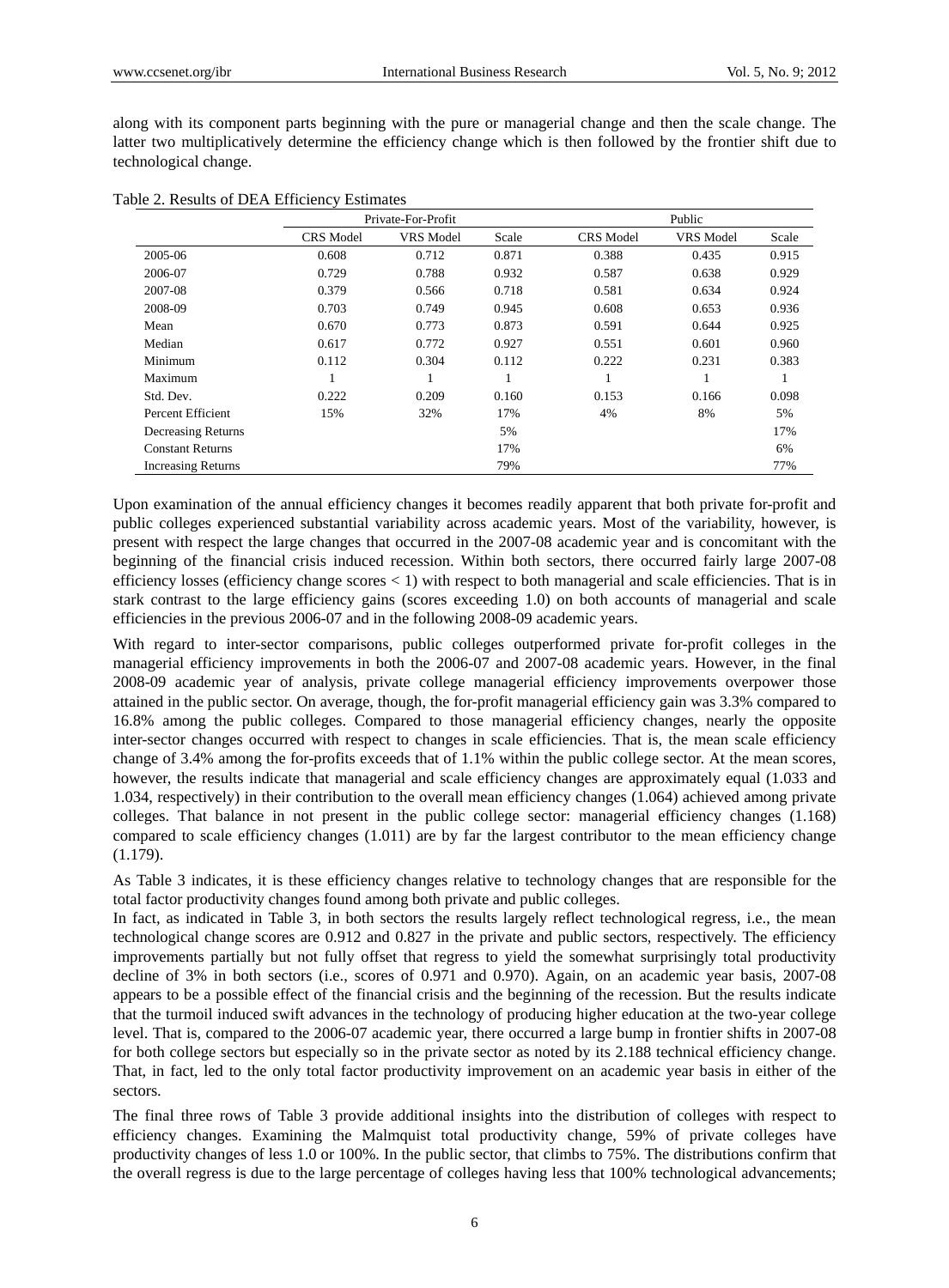along with its component parts beginning with the pure or managerial change and then the scale change. The latter two multiplicatively determine the efficiency change which is then followed by the frontier shift due to technological change.

Table 2. Results of DEA Efficiency Estimates

| | Private-For-Profit | | | Public | | |
|---|---|---|---|---|---|---|
| | CRS Model | VRS Model | Scale | CRS Model | VRS Model | Scale |
| 2005-06 | 0.608 | 0.712 | 0.871 | 0.388 | 0.435 | 0.915 |
| 2006-07 | 0.729 | 0.788 | 0.932 | 0.587 | 0.638 | 0.929 |
| 2007-08 | 0.379 | 0.566 | 0.718 | 0.581 | 0.634 | 0.924 |
| 2008-09 | 0.703 | 0.749 | 0.945 | 0.608 | 0.653 | 0.936 |
| Mean | 0.670 | 0.773 | 0.873 | 0.591 | 0.644 | 0.925 |
| Median | 0.617 | 0.772 | 0.927 | 0.551 | 0.601 | 0.960 |
| Minimum | 0.112 | 0.304 | 0.112 | 0.222 | 0.231 | 0.383 |
| Maximum | 1 | 1 | 1 | 1 | 1 | 1 |
| Std. Dev. | 0.222 | 0.209 | 0.160 | 0.153 | 0.166 | 0.098 |
| Percent Efficient | 15% | 32% | 17% | 4% | 8% | 5% |
| Decreasing Returns | | | 5% | | | 17% |
| Constant Returns | | | 17% | | | 6% |
| Increasing Returns | | | 79% | | | 77% |

Upon examination of the annual efficiency changes it becomes readily apparent that both private for-profit and public colleges experienced substantial variability across academic years. Most of the variability, however, is present with respect the large changes that occurred in the 2007-08 academic year and is concomitant with the beginning of the financial crisis induced recession. Within both sectors, there occurred fairly large 2007-08 efficiency losses (efficiency change scores < 1) with respect to both managerial and scale efficiencies. That is in stark contrast to the large efficiency gains (scores exceeding 1.0) on both accounts of managerial and scale efficiencies in the previous 2006-07 and in the following 2008-09 academic years.

With regard to inter-sector comparisons, public colleges outperformed private for-profit colleges in the managerial efficiency improvements in both the 2006-07 and 2007-08 academic years. However, in the final 2008-09 academic year of analysis, private college managerial efficiency improvements overpower those attained in the public sector. On average, though, the for-profit managerial efficiency gain was 3.3% compared to 16.8% among the public colleges. Compared to those managerial efficiency changes, nearly the opposite inter-sector changes occurred with respect to changes in scale efficiencies. That is, the mean scale efficiency change of 3.4% among the for-profits exceeds that of 1.1% within the public college sector. At the mean scores, however, the results indicate that managerial and scale efficiency changes are approximately equal (1.033 and 1.034, respectively) in their contribution to the overall mean efficiency changes (1.064) achieved among private colleges. That balance in not present in the public college sector: managerial efficiency changes (1.168) compared to scale efficiency changes (1.011) are by far the largest contributor to the mean efficiency change (1.179).

As Table 3 indicates, it is these efficiency changes relative to technology changes that are responsible for the total factor productivity changes found among both private and public colleges.

In fact, as indicated in Table 3, in both sectors the results largely reflect technological regress, i.e., the mean technological change scores are 0.912 and 0.827 in the private and public sectors, respectively. The efficiency improvements partially but not fully offset that regress to yield the somewhat surprisingly total productivity decline of 3% in both sectors (i.e., scores of 0.971 and 0.970). Again, on an academic year basis, 2007-08 appears to be a possible effect of the financial crisis and the beginning of the recession. But the results indicate that the turmoil induced swift advances in the technology of producing higher education at the two-year college level. That is, compared to the 2006-07 academic year, there occurred a large bump in frontier shifts in 2007-08 for both college sectors but especially so in the private sector as noted by its 2.188 technical efficiency change. That, in fact, led to the only total factor productivity improvement on an academic year basis in either of the sectors.

The final three rows of Table 3 provide additional insights into the distribution of colleges with respect to efficiency changes. Examining the Malmquist total productivity change, 59% of private colleges have productivity changes of less 1.0 or 100%. In the public sector, that climbs to 75%. The distributions confirm that the overall regress is due to the large percentage of colleges having less that 100% technological advancements;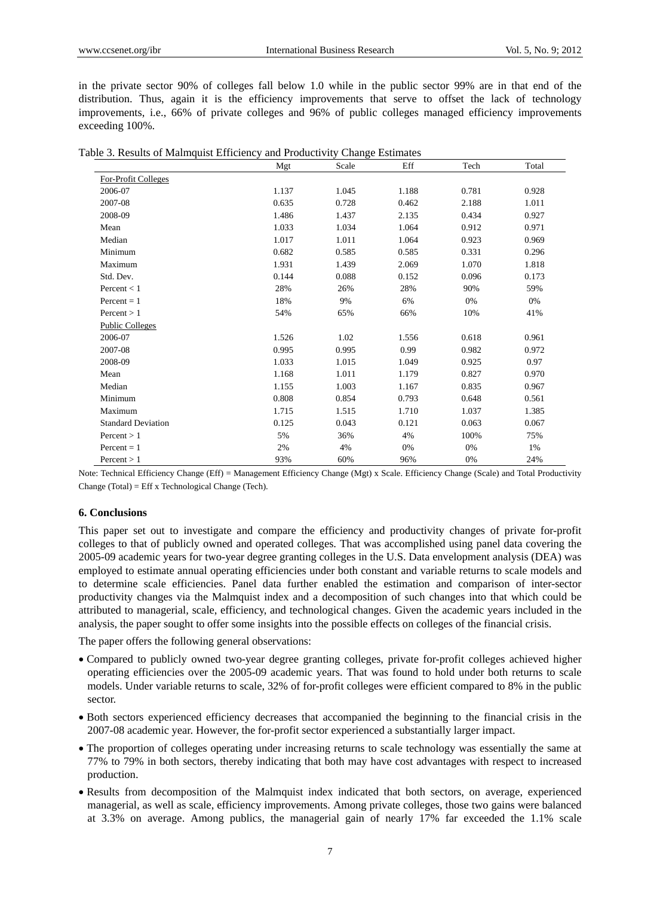in the private sector 90% of colleges fall below 1.0 while in the public sector 99% are in that end of the distribution. Thus, again it is the efficiency improvements that serve to offset the lack of technology improvements, i.e., 66% of private colleges and 96% of public colleges managed efficiency improvements exceeding 100%.

Table 3. Results of Malmquist Efficiency and Productivity Change Estimates

| | Mgt | Scale | Eff | Tech | Total |
|---|---|---|---|---|---|
| For-Profit Colleges | | | | | |
| 2006-07 | 1.137 | 1.045 | 1.188 | 0.781 | 0.928 |
| 2007-08 | 0.635 | 0.728 | 0.462 | 2.188 | 1.011 |
| 2008-09 | 1.486 | 1.437 | 2.135 | 0.434 | 0.927 |
| Mean | 1.033 | 1.034 | 1.064 | 0.912 | 0.971 |
| Median | 1.017 | 1.011 | 1.064 | 0.923 | 0.969 |
| Minimum | 0.682 | 0.585 | 0.585 | 0.331 | 0.296 |
| Maximum | 1.931 | 1.439 | 2.069 | 1.070 | 1.818 |
| Std. Dev. | 0.144 | 0.088 | 0.152 | 0.096 | 0.173 |
| Percent < 1 | 28% | 26% | 28% | 90% | 59% |
| Percent = 1 | 18% | 9% | 6% | 0% | 0% |
| Percent > 1 | 54% | 65% | 66% | 10% | 41% |
| Public Colleges | | | | | |
| 2006-07 | 1.526 | 1.02 | 1.556 | 0.618 | 0.961 |
| 2007-08 | 0.995 | 0.995 | 0.99 | 0.982 | 0.972 |
| 2008-09 | 1.033 | 1.015 | 1.049 | 0.925 | 0.97 |
| Mean | 1.168 | 1.011 | 1.179 | 0.827 | 0.970 |
| Median | 1.155 | 1.003 | 1.167 | 0.835 | 0.967 |
| Minimum | 0.808 | 0.854 | 0.793 | 0.648 | 0.561 |
| Maximum | 1.715 | 1.515 | 1.710 | 1.037 | 1.385 |
| Standard Deviation | 0.125 | 0.043 | 0.121 | 0.063 | 0.067 |
| Percent > 1 | 5% | 36% | 4% | 100% | 75% |
| Percent = 1 | 2% | 4% | 0% | 0% | 1% |
| Percent > 1 | 93% | 60% | 96% | 0% | 24% |

Note: Technical Efficiency Change (Eff) = Management Efficiency Change (Mgt) x Scale. Efficiency Change (Scale) and Total Productivity Change (Total) = Eff x Technological Change (Tech).

## 6. Conclusions

This paper set out to investigate and compare the efficiency and productivity changes of private for-profit colleges to that of publicly owned and operated colleges. That was accomplished using panel data covering the 2005-09 academic years for two-year degree granting colleges in the U.S. Data envelopment analysis (DEA) was employed to estimate annual operating efficiencies under both constant and variable returns to scale models and to determine scale efficiencies. Panel data further enabled the estimation and comparison of inter-sector productivity changes via the Malmquist index and a decomposition of such changes into that which could be attributed to managerial, scale, efficiency, and technological changes. Given the academic years included in the analysis, the paper sought to offer some insights into the possible effects on colleges of the financial crisis.

The paper offers the following general observations:

- Compared to publicly owned two-year degree granting colleges, private for-profit colleges achieved higher operating efficiencies over the 2005-09 academic years. That was found to hold under both returns to scale models. Under variable returns to scale, 32% of for-profit colleges were efficient compared to 8% in the public sector.
- Both sectors experienced efficiency decreases that accompanied the beginning to the financial crisis in the 2007-08 academic year. However, the for-profit sector experienced a substantially larger impact.
- The proportion of colleges operating under increasing returns to scale technology was essentially the same at 77% to 79% in both sectors, thereby indicating that both may have cost advantages with respect to increased production.
- Results from decomposition of the Malmquist index indicated that both sectors, on average, experienced managerial, as well as scale, efficiency improvements. Among private colleges, those two gains were balanced at 3.3% on average. Among publics, the managerial gain of nearly 17% far exceeded the 1.1% scale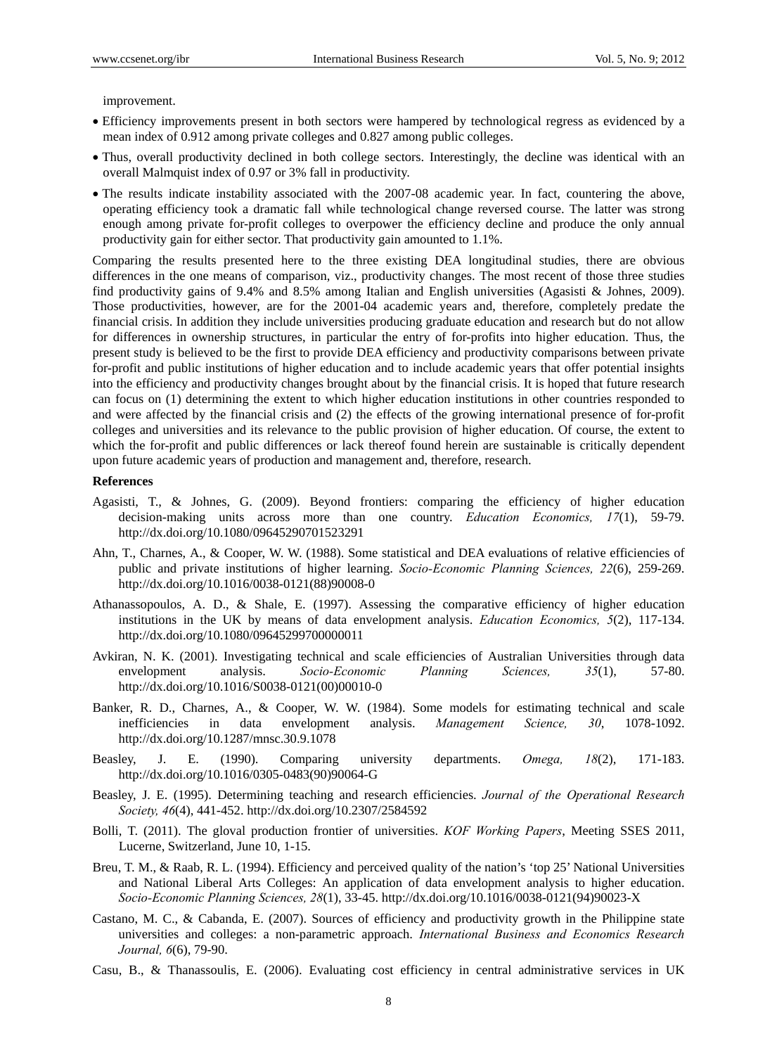improvement.

- Efficiency improvements present in both sectors were hampered by technological regress as evidenced by a mean index of 0.912 among private colleges and 0.827 among public colleges.
- Thus, overall productivity declined in both college sectors. Interestingly, the decline was identical with an overall Malmquist index of 0.97 or 3% fall in productivity.
- The results indicate instability associated with the 2007-08 academic year. In fact, countering the above, operating efficiency took a dramatic fall while technological change reversed course. The latter was strong enough among private for-profit colleges to overpower the efficiency decline and produce the only annual productivity gain for either sector. That productivity gain amounted to 1.1%.

Comparing the results presented here to the three existing DEA longitudinal studies, there are obvious differences in the one means of comparison, viz., productivity changes. The most recent of those three studies find productivity gains of 9.4% and 8.5% among Italian and English universities (Agasisti & Johnes, 2009). Those productivities, however, are for the 2001-04 academic years and, therefore, completely predate the financial crisis. In addition they include universities producing graduate education and research but do not allow for differences in ownership structures, in particular the entry of for-profits into higher education. Thus, the present study is believed to be the first to provide DEA efficiency and productivity comparisons between private for-profit and public institutions of higher education and to include academic years that offer potential insights into the efficiency and productivity changes brought about by the financial crisis. It is hoped that future research can focus on (1) determining the extent to which higher education institutions in other countries responded to and were affected by the financial crisis and (2) the effects of the growing international presence of for-profit colleges and universities and its relevance to the public provision of higher education. Of course, the extent to which the for-profit and public differences or lack thereof found herein are sustainable is critically dependent upon future academic years of production and management and, therefore, research.

## References

Agasisti, T., & Johnes, G. (2009). Beyond frontiers: comparing the efficiency of higher education decision-making units across more than one country. *Education Economics, 17*(1), 59-79. http://dx.doi.org/10.1080/09645290701523291

Ahn, T., Charnes, A., & Cooper, W. W. (1988). Some statistical and DEA evaluations of relative efficiencies of public and private institutions of higher learning. *Socio-Economic Planning Sciences, 22*(6), 259-269. http://dx.doi.org/10.1016/0038-0121(88)90008-0

Athanassopoulos, A. D., & Shale, E. (1997). Assessing the comparative efficiency of higher education institutions in the UK by means of data envelopment analysis. *Education Economics, 5*(2), 117-134. http://dx.doi.org/10.1080/09645299700000011

Avkiran, N. K. (2001). Investigating technical and scale efficiencies of Australian Universities through data envelopment analysis. *Socio-Economic Planning Sciences, 35*(1), 57-80. http://dx.doi.org/10.1016/S0038-0121(00)00010-0

Banker, R. D., Charnes, A., & Cooper, W. W. (1984). Some models for estimating technical and scale inefficiencies in data envelopment analysis. *Management Science, 30*, 1078-1092. http://dx.doi.org/10.1287/mnsc.30.9.1078

Beasley, J. E. (1990). Comparing university departments. *Omega, 18*(2), 171-183. http://dx.doi.org/10.1016/0305-0483(90)90064-G

Beasley, J. E. (1995). Determining teaching and research efficiencies. *Journal of the Operational Research Society, 46*(4), 441-452. http://dx.doi.org/10.2307/2584592

Bolli, T. (2011). The gloval production frontier of universities. *KOF Working Papers*, Meeting SSES 2011, Lucerne, Switzerland, June 10, 1-15.

Breu, T. M., & Raab, R. L. (1994). Efficiency and perceived quality of the nation's 'top 25' National Universities and National Liberal Arts Colleges: An application of data envelopment analysis to higher education. *Socio-Economic Planning Sciences, 28*(1), 33-45. http://dx.doi.org/10.1016/0038-0121(94)90023-X

Castano, M. C., & Cabanda, E. (2007). Sources of efficiency and productivity growth in the Philippine state universities and colleges: a non-parametric approach. *International Business and Economics Research Journal, 6*(6), 79-90.

Casu, B., & Thanassoulis, E. (2006). Evaluating cost efficiency in central administrative services in UK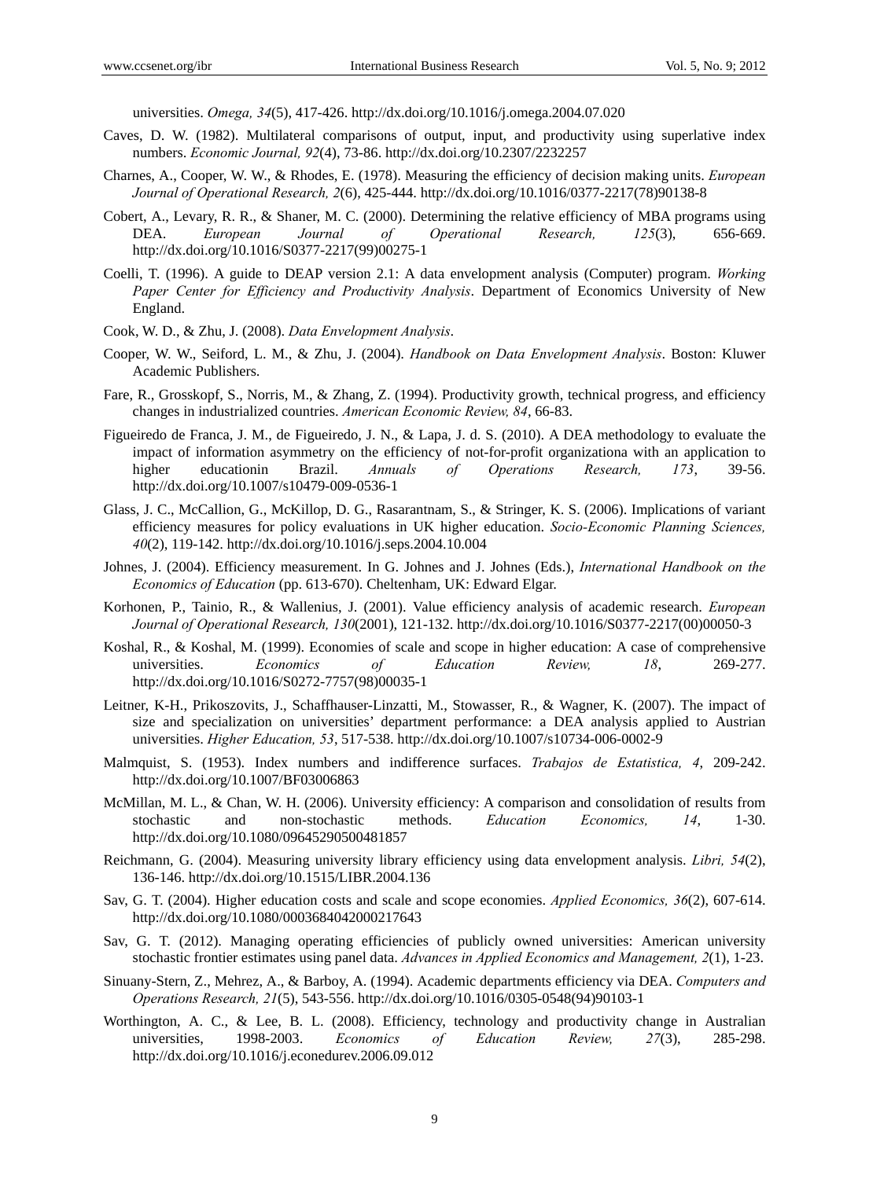universities. *Omega, 34*(5), 417-426. http://dx.doi.org/10.1016/j.omega.2004.07.020

Caves, D. W. (1982). Multilateral comparisons of output, input, and productivity using superlative index numbers. *Economic Journal, 92*(4), 73-86. http://dx.doi.org/10.2307/2232257

Charnes, A., Cooper, W. W., & Rhodes, E. (1978). Measuring the efficiency of decision making units. *European Journal of Operational Research, 2*(6), 425-444. http://dx.doi.org/10.1016/0377-2217(78)90138-8

Cobert, A., Levary, R. R., & Shaner, M. C. (2000). Determining the relative efficiency of MBA programs using DEA. *European Journal of Operational Research, 125*(3), 656-669. http://dx.doi.org/10.1016/S0377-2217(99)00275-1

Coelli, T. (1996). A guide to DEAP version 2.1: A data envelopment analysis (Computer) program. *Working Paper Center for Efficiency and Productivity Analysis*. Department of Economics University of New England.

Cook, W. D., & Zhu, J. (2008). *Data Envelopment Analysis*.

Cooper, W. W., Seiford, L. M., & Zhu, J. (2004). *Handbook on Data Envelopment Analysis*. Boston: Kluwer Academic Publishers.

Fare, R., Grosskopf, S., Norris, M., & Zhang, Z. (1994). Productivity growth, technical progress, and efficiency changes in industrialized countries. *American Economic Review, 84*, 66-83.

Figueiredo de Franca, J. M., de Figueiredo, J. N., & Lapa, J. d. S. (2010). A DEA methodology to evaluate the impact of information asymmetry on the efficiency of not-for-profit organizationa with an application to higher educationin Brazil. *Annuals of Operations Research, 173*, 39-56. http://dx.doi.org/10.1007/s10479-009-0536-1

Glass, J. C., McCallion, G., McKillop, D. G., Rasarantnam, S., & Stringer, K. S. (2006). Implications of variant efficiency measures for policy evaluations in UK higher education. *Socio-Economic Planning Sciences, 40*(2), 119-142. http://dx.doi.org/10.1016/j.seps.2004.10.004

Johnes, J. (2004). Efficiency measurement. In G. Johnes and J. Johnes (Eds.), *International Handbook on the Economics of Education* (pp. 613-670). Cheltenham, UK: Edward Elgar.

Korhonen, P., Tainio, R., & Wallenius, J. (2001). Value efficiency analysis of academic research. *European Journal of Operational Research, 130*(2001), 121-132. http://dx.doi.org/10.1016/S0377-2217(00)00050-3

Koshal, R., & Koshal, M. (1999). Economies of scale and scope in higher education: A case of comprehensive universities. *Economics of Education Review, 18*, 269-277. http://dx.doi.org/10.1016/S0272-7757(98)00035-1

Leitner, K-H., Prikoszovits, J., Schaffhauser-Linzatti, M., Stowasser, R., & Wagner, K. (2007). The impact of size and specialization on universities' department performance: a DEA analysis applied to Austrian universities. *Higher Education, 53*, 517-538. http://dx.doi.org/10.1007/s10734-006-0002-9

Malmquist, S. (1953). Index numbers and indifference surfaces. *Trabajos de Estatistica, 4*, 209-242. http://dx.doi.org/10.1007/BF03006863

McMillan, M. L., & Chan, W. H. (2006). University efficiency: A comparison and consolidation of results from stochastic and non-stochastic methods. *Education Economics, 14*, 1-30. http://dx.doi.org/10.1080/09645290500481857

Reichmann, G. (2004). Measuring university library efficiency using data envelopment analysis. *Libri, 54*(2), 136-146. http://dx.doi.org/10.1515/LIBR.2004.136

Sav, G. T. (2004). Higher education costs and scale and scope economies. *Applied Economics, 36*(2), 607-614. http://dx.doi.org/10.1080/0003684042000217643

Sav, G. T. (2012). Managing operating efficiencies of publicly owned universities: American university stochastic frontier estimates using panel data. *Advances in Applied Economics and Management, 2*(1), 1-23.

Sinuany-Stern, Z., Mehrez, A., & Barboy, A. (1994). Academic departments efficiency via DEA. *Computers and Operations Research, 21*(5), 543-556. http://dx.doi.org/10.1016/0305-0548(94)90103-1

Worthington, A. C., & Lee, B. L. (2008). Efficiency, technology and productivity change in Australian universities, 1998-2003. *Economics of Education Review, 27*(3), 285-298. http://dx.doi.org/10.1016/j.econedurev.2006.09.012